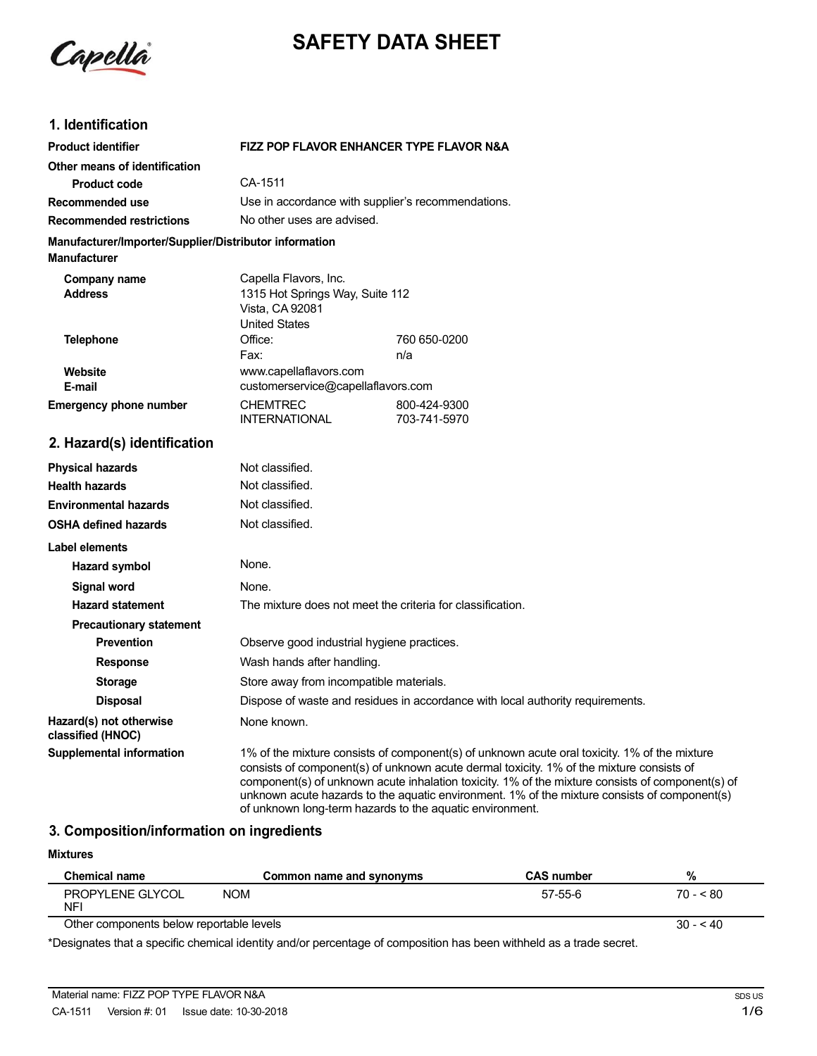# SAFETY DATA SHEET

## 1. Identification

| | | |
|---|---|---|
| **Product identifier** | **FIZZ POP FLAVOR ENHANCER TYPE FLAVOR N&A** | |
| **Other means of identification** | | |
| **Product code** | CA-1511 | |
| **Recommended use** | Use in accordance with supplier's recommendations. | |
| **Recommended restrictions** | No other uses are advised. | |

**Manufacturer/Importer/Supplier/Distributor information**

**Manufacturer**

| | | |
|---|---|---|
| **Company name** | Capella Flavors, Inc. | |
| **Address** | 1315 Hot Springs Way, Suite 112<br>Vista, CA 92081<br>United States | |
| **Telephone** | Office: | 760 650-0200 |
| | Fax: | n/a |
| **Website** | www.capellaflavors.com | |
| **E-mail** | customerservice@capellaflavors.com | |
| **Emergency phone number** | CHEMTREC | 800-424-9300 |
| | INTERNATIONAL | 703-741-5970 |

## 2. Hazard(s) identification

| | |
|---|---|
| **Physical hazards** | Not classified. |
| **Health hazards** | Not classified. |
| **Environmental hazards** | Not classified. |
| **OSHA defined hazards** | Not classified. |

**Label elements**

| | |
|---|---|
| **Hazard symbol** | None. |
| **Signal word** | None. |
| **Hazard statement** | The mixture does not meet the criteria for classification. |
| **Precautionary statement** | |
| **Prevention** | Observe good industrial hygiene practices. |
| **Response** | Wash hands after handling. |
| **Storage** | Store away from incompatible materials. |
| **Disposal** | Dispose of waste and residues in accordance with local authority requirements. |
| **Hazard(s) not otherwise classified (HNOC)** | None known. |
| **Supplemental information** | 1% of the mixture consists of component(s) of unknown acute oral toxicity. 1% of the mixture consists of component(s) of unknown acute dermal toxicity. 1% of the mixture consists of component(s) of unknown acute inhalation toxicity. 1% of the mixture consists of component(s) of unknown acute hazards to the aquatic environment. 1% of the mixture consists of component(s) of unknown long-term hazards to the aquatic environment. |

## 3. Composition/information on ingredients

**Mixtures**

| Chemical name | Common name and synonyms | CAS number | % |
|---|---|---|---|
| PROPYLENE GLYCOL NFI | NOM | 57-55-6 | 70 - < 80 |
| Other components below reportable levels | | | 30 - < 40 |

*Designates that a specific chemical identity and/or percentage of composition has been withheld as a trade secret.

Material name: FIZZ POP TYPE FLAVOR N&A

CA-1511 Version #: 01 Issue date: 10-30-2018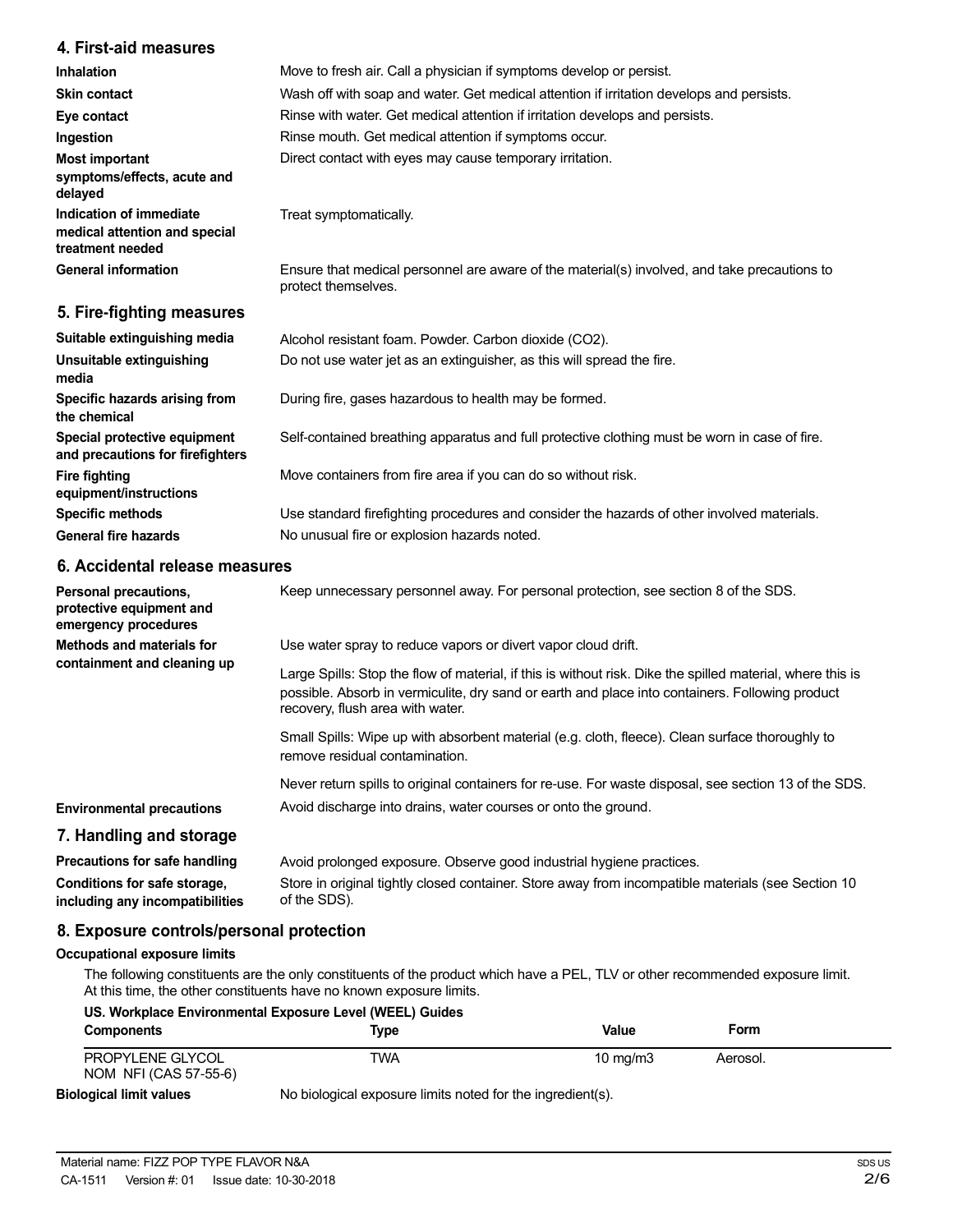## 4. First-aid measures

| | |
|---|---|
| **Inhalation** | Move to fresh air. Call a physician if symptoms develop or persist. |
| **Skin contact** | Wash off with soap and water. Get medical attention if irritation develops and persists. |
| **Eye contact** | Rinse with water. Get medical attention if irritation develops and persists. |
| **Ingestion** | Rinse mouth. Get medical attention if symptoms occur. |
| **Most important symptoms/effects, acute and delayed** | Direct contact with eyes may cause temporary irritation. |
| **Indication of immediate medical attention and special treatment needed** | Treat symptomatically. |
| **General information** | Ensure that medical personnel are aware of the material(s) involved, and take precautions to protect themselves. |

## 5. Fire-fighting measures

| | |
|---|---|
| **Suitable extinguishing media** | Alcohol resistant foam. Powder. Carbon dioxide ($CO_2$). |
| **Unsuitable extinguishing media** | Do not use water jet as an extinguisher, as this will spread the fire. |
| **Specific hazards arising from the chemical** | During fire, gases hazardous to health may be formed. |
| **Special protective equipment and precautions for firefighters** | Self-contained breathing apparatus and full protective clothing must be worn in case of fire. |
| **Fire fighting equipment/instructions** | Move containers from fire area if you can do so without risk. |
| **Specific methods** | Use standard firefighting procedures and consider the hazards of other involved materials. |
| **General fire hazards** | No unusual fire or explosion hazards noted. |

## 6. Accidental release measures

**Personal precautions, protective equipment and emergency procedures**

Keep unnecessary personnel away. For personal protection, see section 8 of the SDS.

**Methods and materials for containment and cleaning up**

Use water spray to reduce vapors or divert vapor cloud drift.

Large Spills: Stop the flow of material, if this is without risk. Dike the spilled material, where this is possible. Absorb in vermiculite, dry sand or earth and place into containers. Following product recovery, flush area with water.

Small Spills: Wipe up with absorbent material (e.g. cloth, fleece). Clean surface thoroughly to remove residual contamination.

Never return spills to original containers for re-use. For waste disposal, see section 13 of the SDS.

**Environmental precautions**

Avoid discharge into drains, water courses or onto the ground.

## 7. Handling and storage

| | |
|---|---|
| **Precautions for safe handling** | Avoid prolonged exposure. Observe good industrial hygiene practices. |
| **Conditions for safe storage, including any incompatibilities** | Store in original tightly closed container. Store away from incompatible materials (see Section 10 of the SDS). |

## 8. Exposure controls/personal protection

### Occupational exposure limits

The following constituents are the only constituents of the product which have a PEL, TLV or other recommended exposure limit. At this time, the other constituents have no known exposure limits.

**US. Workplace Environmental Exposure Level (WEEL) Guides**

| Components | Type | Value | Form |
|---|---|---|---|
| PROPYLENE GLYCOL NOM NFI (CAS 57-55-6) | TWA | 10 mg/m3 | Aerosol. |

**Biological limit values**

No biological exposure limits noted for the ingredient(s).

Material name: FIZZ POP TYPE FLAVOR N&A

CA-1511 Version #: 01 Issue date: 10-30-2018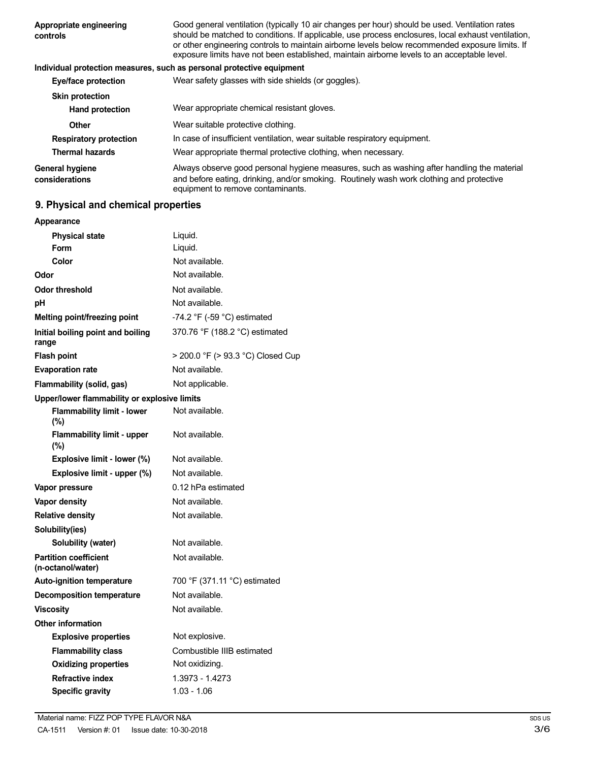| | |
|---|---|
| **Appropriate engineering controls** | Good general ventilation (typically 10 air changes per hour) should be used. Ventilation rates should be matched to conditions. If applicable, use process enclosures, local exhaust ventilation, or other engineering controls to maintain airborne levels below recommended exposure limits. If exposure limits have not been established, maintain airborne levels to an acceptable level. |

**Individual protection measures, such as personal protective equipment**

| | |
|---|---|
| **Eye/face protection** | Wear safety glasses with side shields (or goggles). |
| **Skin protection** | |
| **Hand protection** | Wear appropriate chemical resistant gloves. |
| **Other** | Wear suitable protective clothing. |
| **Respiratory protection** | In case of insufficient ventilation, wear suitable respiratory equipment. |
| **Thermal hazards** | Wear appropriate thermal protective clothing, when necessary. |
| **General hygiene considerations** | Always observe good personal hygiene measures, such as washing after handling the material and before eating, drinking, and/or smoking. Routinely wash work clothing and protective equipment to remove contaminants. |

## 9. Physical and chemical properties

| | |
|---|---|
| **Appearance** | |
| **Physical state** | Liquid. |
| **Form** | Liquid. |
| **Color** | Not available. |
| **Odor** | Not available. |
| **Odor threshold** | Not available. |
| **pH** | Not available. |
| **Melting point/freezing point** | -74.2 °F (-59 °C) estimated |
| **Initial boiling point and boiling range** | 370.76 °F (188.2 °C) estimated |
| **Flash point** | > 200.0 °F (> 93.3 °C) Closed Cup |
| **Evaporation rate** | Not available. |
| **Flammability (solid, gas)** | Not applicable. |
| **Upper/lower flammability or explosive limits** | |
| **Flammability limit - lower (%)** | Not available. |
| **Flammability limit - upper (%)** | Not available. |
| **Explosive limit - lower (%)** | Not available. |
| **Explosive limit - upper (%)** | Not available. |
| **Vapor pressure** | 0.12 hPa estimated |
| **Vapor density** | Not available. |
| **Relative density** | Not available. |
| **Solubility(ies)** | |
| **Solubility (water)** | Not available. |
| **Partition coefficient (n-octanol/water)** | Not available. |
| **Auto-ignition temperature** | 700 °F (371.11 °C) estimated |
| **Decomposition temperature** | Not available. |
| **Viscosity** | Not available. |
| **Other information** | |
| **Explosive properties** | Not explosive. |
| **Flammability class** | Combustible IIIB estimated |
| **Oxidizing properties** | Not oxidizing. |
| **Refractive index** | 1.3973 - 1.4273 |
| **Specific gravity** | 1.03 - 1.06 |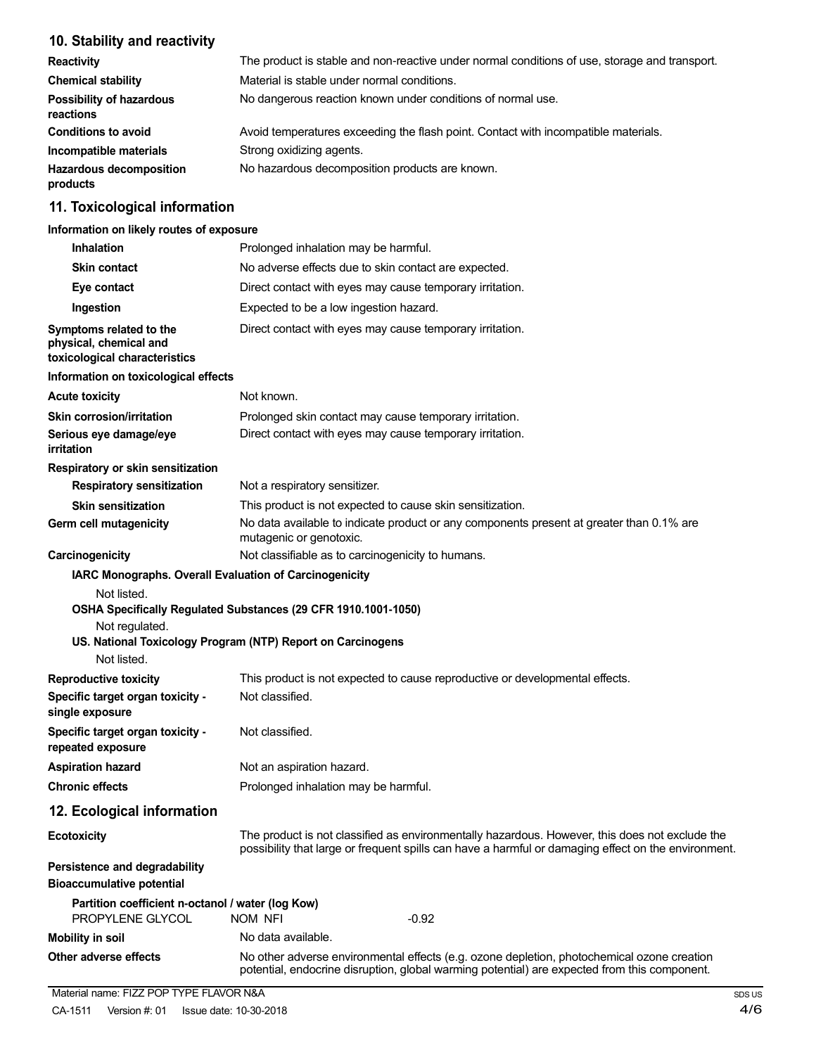## 10. Stability and reactivity

| | |
|---|---|
| **Reactivity** | The product is stable and non-reactive under normal conditions of use, storage and transport. |
| **Chemical stability** | Material is stable under normal conditions. |
| **Possibility of hazardous reactions** | No dangerous reaction known under conditions of normal use. |
| **Conditions to avoid** | Avoid temperatures exceeding the flash point. Contact with incompatible materials. |
| **Incompatible materials** | Strong oxidizing agents. |
| **Hazardous decomposition products** | No hazardous decomposition products are known. |

## 11. Toxicological information

**Information on likely routes of exposure**

| | |
|---|---|
| **Inhalation** | Prolonged inhalation may be harmful. |
| **Skin contact** | No adverse effects due to skin contact are expected. |
| **Eye contact** | Direct contact with eyes may cause temporary irritation. |
| **Ingestion** | Expected to be a low ingestion hazard. |
| **Symptoms related to the physical, chemical and toxicological characteristics** | Direct contact with eyes may cause temporary irritation. |

**Information on toxicological effects**

| | |
|---|---|
| **Acute toxicity** | Not known. |
| **Skin corrosion/irritation** | Prolonged skin contact may cause temporary irritation. |
| **Serious eye damage/eye irritation** | Direct contact with eyes may cause temporary irritation. |

**Respiratory or skin sensitization**

| | |
|---|---|
| **Respiratory sensitization** | Not a respiratory sensitizer. |
| **Skin sensitization** | This product is not expected to cause skin sensitization. |
| **Germ cell mutagenicity** | No data available to indicate product or any components present at greater than 0.1% are mutagenic or genotoxic. |
| **Carcinogenicity** | Not classifiable as to carcinogenicity to humans. |

**IARC Monographs. Overall Evaluation of Carcinogenicity**

Not listed.

**OSHA Specifically Regulated Substances (29 CFR 1910.1001-1050)**

Not regulated.

**US. National Toxicology Program (NTP) Report on Carcinogens**

Not listed.

| | |
|---|---|
| **Reproductive toxicity** | This product is not expected to cause reproductive or developmental effects. |
| **Specific target organ toxicity - single exposure** | Not classified. |
| **Specific target organ toxicity - repeated exposure** | Not classified. |
| **Aspiration hazard** | Not an aspiration hazard. |
| **Chronic effects** | Prolonged inhalation may be harmful. |

## 12. Ecological information

| | |
|---|---|
| **Ecotoxicity** | The product is not classified as environmentally hazardous. However, this does not exclude the possibility that large or frequent spills can have a harmful or damaging effect on the environment. |

**Persistence and degradability**

**Bioaccumulative potential**

**Partition coefficient n-octanol / water (log Kow)**

| | | |
|---|---|---|
| PROPYLENE GLYCOL | NOM NFI | -0.92 |

| | |
|---|---|
| **Mobility in soil** | No data available. |
| **Other adverse effects** | No other adverse environmental effects (e.g. ozone depletion, photochemical ozone creation potential, endocrine disruption, global warming potential) are expected from this component. |

Material name: FIZZ POP TYPE FLAVOR N&A

CA-1511 Version #: 01 Issue date: 10-30-2018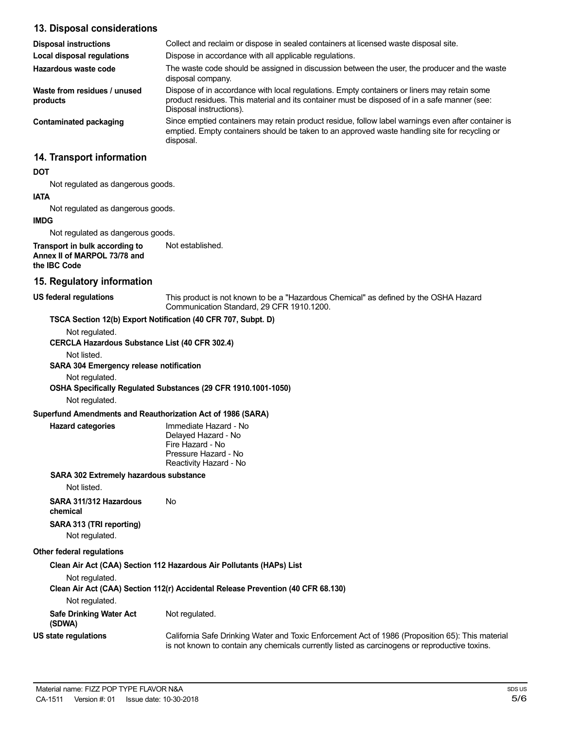## 13. Disposal considerations

| | |
|---|---|
| **Disposal instructions** | Collect and reclaim or dispose in sealed containers at licensed waste disposal site. |
| **Local disposal regulations** | Dispose in accordance with all applicable regulations. |
| **Hazardous waste code** | The waste code should be assigned in discussion between the user, the producer and the waste disposal company. |
| **Waste from residues / unused products** | Dispose of in accordance with local regulations. Empty containers or liners may retain some product residues. This material and its container must be disposed of in a safe manner (see: Disposal instructions). |
| **Contaminated packaging** | Since emptied containers may retain product residue, follow label warnings even after container is emptied. Empty containers should be taken to an approved waste handling site for recycling or disposal. |

## 14. Transport information

**DOT**

Not regulated as dangerous goods.

**IATA**

Not regulated as dangerous goods.

**IMDG**

Not regulated as dangerous goods.

**Transport in bulk according to Annex II of MARPOL 73/78 and the IBC Code** Not established.

## 15. Regulatory information

**US federal regulations** This product is not known to be a "Hazardous Chemical" as defined by the OSHA Hazard Communication Standard, 29 CFR 1910.1200.

**TSCA Section 12(b) Export Notification (40 CFR 707, Subpt. D)**

Not regulated.

**CERCLA Hazardous Substance List (40 CFR 302.4)**

Not listed.

**SARA 304 Emergency release notification**

Not regulated.

**OSHA Specifically Regulated Substances (29 CFR 1910.1001-1050)**

Not regulated.

**Superfund Amendments and Reauthorization Act of 1986 (SARA)**

**Hazard categories**

Immediate Hazard - No
Delayed Hazard - No
Fire Hazard - No
Pressure Hazard - No
Reactivity Hazard - No

**SARA 302 Extremely hazardous substance**

Not listed.

**SARA 311/312 Hazardous chemical** No

**SARA 313 (TRI reporting)**

Not regulated.

**Other federal regulations**

**Clean Air Act (CAA) Section 112 Hazardous Air Pollutants (HAPs) List**

Not regulated.

**Clean Air Act (CAA) Section 112(r) Accidental Release Prevention (40 CFR 68.130)**

Not regulated.

**Safe Drinking Water Act (SDWA)** Not regulated.

**US state regulations** California Safe Drinking Water and Toxic Enforcement Act of 1986 (Proposition 65): This material is not known to contain any chemicals currently listed as carcinogens or reproductive toxins.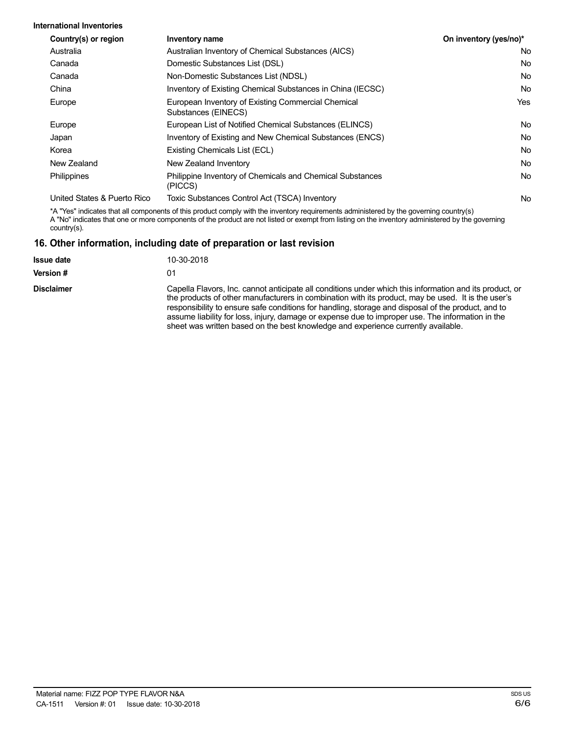**International Inventories**

| Country(s) or region | Inventory name | On inventory (yes/no)* |
| --- | --- | --- |
| Australia | Australian Inventory of Chemical Substances (AICS) | No |
| Canada | Domestic Substances List (DSL) | No |
| Canada | Non-Domestic Substances List (NDSL) | No |
| China | Inventory of Existing Chemical Substances in China (IECSC) | No |
| Europe | European Inventory of Existing Commercial Chemical Substances (EINECS) | Yes |
| Europe | European List of Notified Chemical Substances (ELINCS) | No |
| Japan | Inventory of Existing and New Chemical Substances (ENCS) | No |
| Korea | Existing Chemicals List (ECL) | No |
| New Zealand | New Zealand Inventory | No |
| Philippines | Philippine Inventory of Chemicals and Chemical Substances (PICCS) | No |
| United States & Puerto Rico | Toxic Substances Control Act (TSCA) Inventory | No |

*A "Yes" indicates that all components of this product comply with the inventory requirements administered by the governing country(s)
A "No" indicates that one or more components of the product are not listed or exempt from listing on the inventory administered by the governing country(s).

## 16. Other information, including date of preparation or last revision

**Issue date** 10-30-2018

**Version #** 01

**Disclaimer** Capella Flavors, Inc. cannot anticipate all conditions under which this information and its product, or the products of other manufacturers in combination with its product, may be used. It is the user's responsibility to ensure safe conditions for handling, storage and disposal of the product, and to assume liability for loss, injury, damage or expense due to improper use. The information in the sheet was written based on the best knowledge and experience currently available.